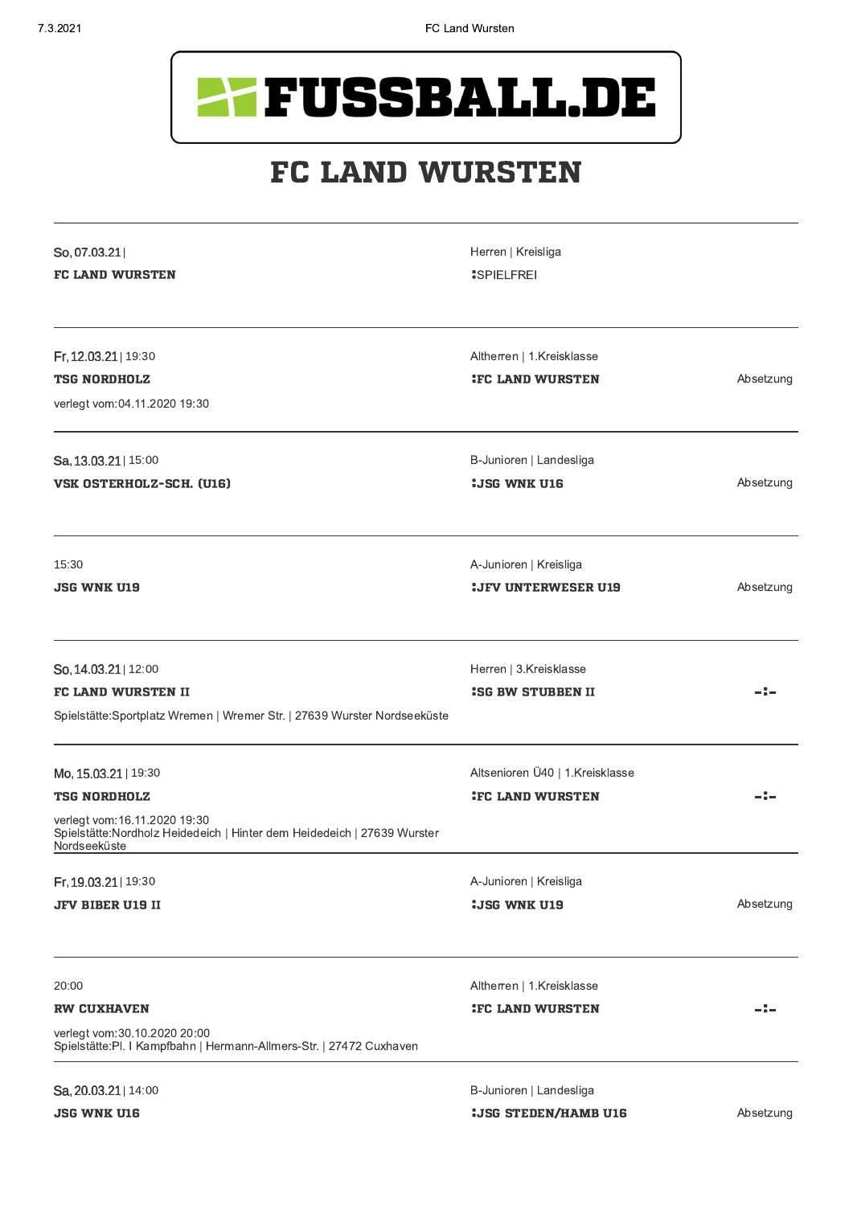# FUSSBALL.DE

# FC LAND WURSTEN

---

So, 07.03.21 |
**FC LAND WURSTEN**

Herren | Kreisliga
**:**SPIELFREI

---

Fr, 12.03.21 | 19:30
**TSG NORDHOLZ**
verlegt vom: 04.11.2020 19:30

Altherren | 1.Kreisklasse
**:FC LAND WURSTEN**

Absetzung

---

Sa, 13.03.21 | 15:00
**VSK OSTERHOLZ-SCH. (U16)**

B-Junioren | Landesliga
**:JSG WNK U16**

Absetzung

---

15:30
**JSG WNK U19**

A-Junioren | Kreisliga
**:JFV UNTERWESER U19**

Absetzung

---

So, 14.03.21 | 12:00
**FC LAND WURSTEN II**
Spielstätte: Sportplatz Wremen | Wremer Str. | 27639 Wurster Nordseeküste

Herren | 3.Kreisklasse
**:SG BW STUBBEN II**

-:-

---

Mo, 15.03.21 | 19:30
**TSG NORDHOLZ**
verlegt vom: 16.11.2020 19:30
Spielstätte: Nordholz Heidedeich | Hinter dem Heidedeich | 27639 Wurster Nordseeküste

Altsenioren Ü40 | 1.Kreisklasse
**:FC LAND WURSTEN**

-:-

---

Fr, 19.03.21 | 19:30
**JFV BIBER U19 II**

A-Junioren | Kreisliga
**:JSG WNK U19**

Absetzung

---

20:00
**RW CUXHAVEN**
verlegt vom: 30.10.2020 20:00
Spielstätte: Pl. I Kampfbahn | Hermann-Allmers-Str. | 27472 Cuxhaven

Altherren | 1.Kreisklasse
**:FC LAND WURSTEN**

-:-

---

Sa, 20.03.21 | 14:00
**JSG WNK U16**

B-Junioren | Landesliga
**:JSG STEDEN/HAMB U16**

Absetzung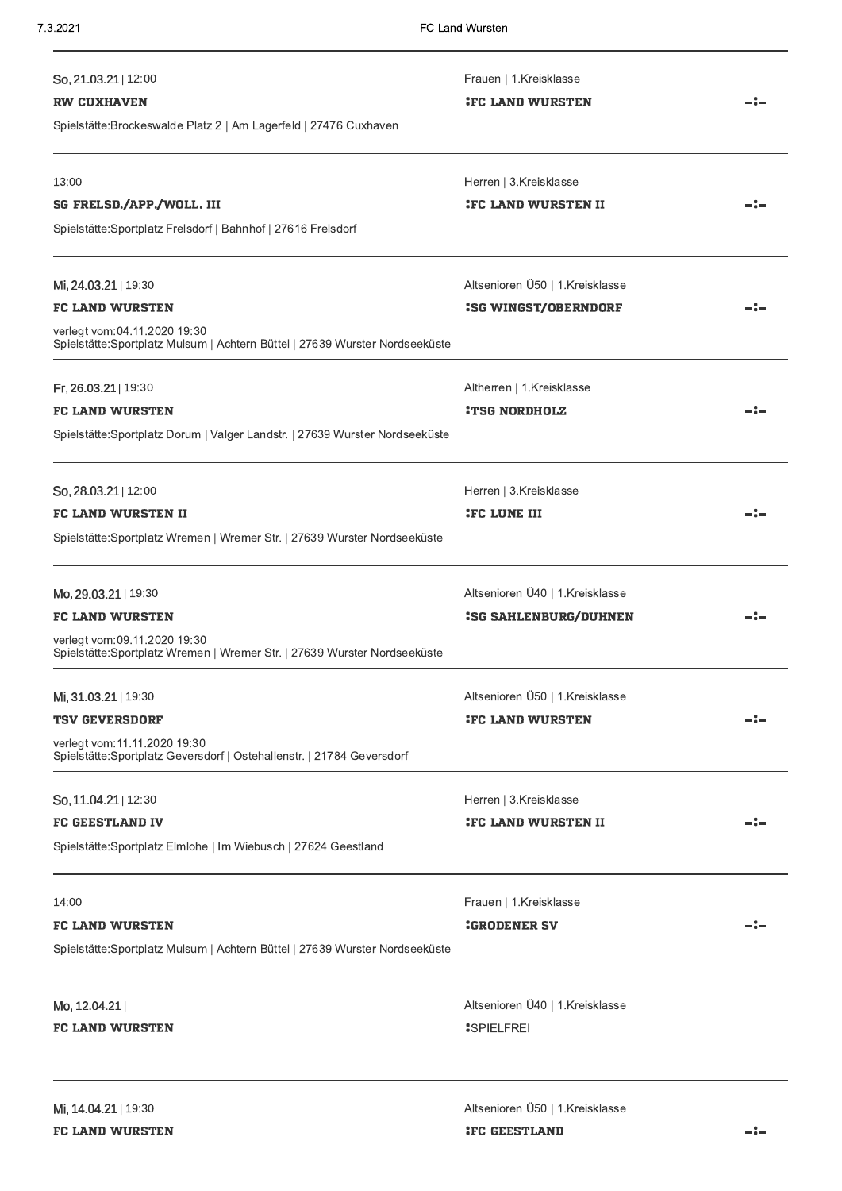So, 21.03.21 | 12:00

Frauen | 1.Kreisklasse

**RW CUXHAVEN** : **FC LAND WURSTEN** -:-

Spielstätte:Brockeswalde Platz 2 | Am Lagerfeld | 27476 Cuxhaven

---

13:00

Herren | 3.Kreisklasse

**SG FRELSD./APP./WOLL. III** : **FC LAND WURSTEN II** -:-

Spielstätte:Sportplatz Frelsdorf | Bahnhof | 27616 Frelsdorf

---

Mi, 24.03.21 | 19:30

Altsenioren Ü50 | 1.Kreisklasse

**FC LAND WURSTEN** : **SG WINGST/OBERNDORF** -:-

verlegt vom:04.11.2020 19:30
Spielstätte:Sportplatz Mulsum | Achtern Büttel | 27639 Wurster Nordseeküste

---

Fr, 26.03.21 | 19:30

Altherren | 1.Kreisklasse

**FC LAND WURSTEN** : **TSG NORDHOLZ** -:-

Spielstätte:Sportplatz Dorum | Valger Landstr. | 27639 Wurster Nordseeküste

---

So, 28.03.21 | 12:00

Herren | 3.Kreisklasse

**FC LAND WURSTEN II** : **FC LUNE III** -:-

Spielstätte:Sportplatz Wremen | Wremer Str. | 27639 Wurster Nordseeküste

---

Mo, 29.03.21 | 19:30

Altsenioren Ü40 | 1.Kreisklasse

**FC LAND WURSTEN** : **SG SAHLENBURG/DUHNEN** -:-

verlegt vom:09.11.2020 19:30
Spielstätte:Sportplatz Wremen | Wremer Str. | 27639 Wurster Nordseeküste

---

Mi, 31.03.21 | 19:30

Altsenioren Ü50 | 1.Kreisklasse

**TSV GEVERSDORF** : **FC LAND WURSTEN** -:-

verlegt vom:11.11.2020 19:30
Spielstätte:Sportplatz Geversdorf | Ostehallenstr. | 21784 Geversdorf

---

So, 11.04.21 | 12:30

Herren | 3.Kreisklasse

**FC GEESTLAND IV** : **FC LAND WURSTEN II** -:-

Spielstätte:Sportplatz Elmlohe | Im Wiebusch | 27624 Geestland

---

14:00

Frauen | 1.Kreisklasse

**FC LAND WURSTEN** : **GRODENER SV** -:-

Spielstätte:Sportplatz Mulsum | Achtern Büttel | 27639 Wurster Nordseeküste

---

Mo, 12.04.21 |

Altsenioren Ü40 | 1.Kreisklasse

**FC LAND WURSTEN** : SPIELFREI

---

Mi, 14.04.21 | 19:30

Altsenioren Ü50 | 1.Kreisklasse

**FC LAND WURSTEN** : **FC GEESTLAND** -:-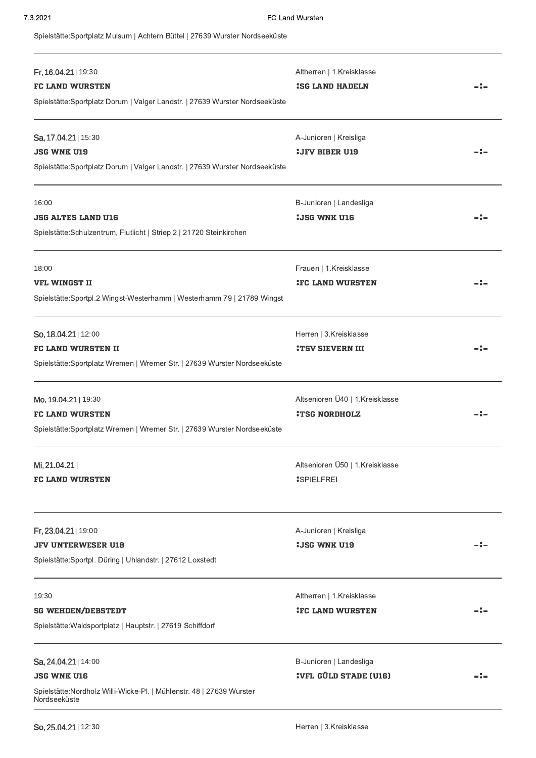Spielstätte:Sportplatz Mulsum | Achtern Büttel | 27639 Wurster Nordseeküste

---

Fr, 16.04.21 | 19:30

**FC LAND WURSTEN** — Altherren | 1.Kreisklasse — **:SG LAND HADELN** -:-

Spielstätte:Sportplatz Dorum | Valger Landstr. | 27639 Wurster Nordseeküste

---

Sa, 17.04.21 | 15:30

**JSG WNK U19** — A-Junioren | Kreisliga — **:JFV BIBER U19** -:-

Spielstätte:Sportplatz Dorum | Valger Landstr. | 27639 Wurster Nordseeküste

---

16:00

**JSG ALTES LAND U16** — B-Junioren | Landesliga — **:JSG WNK U16** -:-

Spielstätte:Schulzentrum, Flutlicht | Striep 2 | 21720 Steinkirchen

---

18:00

**VFL WINGST II** — Frauen | 1.Kreisklasse — **:FC LAND WURSTEN** -:-

Spielstätte:Sportpl.2 Wingst-Westerhamm | Westerhamm 79 | 21789 Wingst

---

So, 18.04.21 | 12:00

**FC LAND WURSTEN II** — Herren | 3.Kreisklasse — **:TSV SIEVERN III** -:-

Spielstätte:Sportplatz Wremen | Wremer Str. | 27639 Wurster Nordseeküste

---

Mo, 19.04.21 | 19:30

**FC LAND WURSTEN** — Altsenioren Ü40 | 1.Kreisklasse — **:TSG NORDHOLZ** -:-

Spielstätte:Sportplatz Wremen | Wremer Str. | 27639 Wurster Nordseeküste

---

Mi, 21.04.21 |

**FC LAND WURSTEN** — Altsenioren Ü50 | 1.Kreisklasse — :SPIELFREI

---

Fr, 23.04.21 | 19:00

**JFV UNTERWESER U18** — A-Junioren | Kreisliga — **:JSG WNK U19** -:-

Spielstätte:Sportpl. Düring | Uhlandstr. | 27612 Loxstedt

---

19:30

**SG WEHDEN/DEBSTEDT** — Altherren | 1.Kreisklasse — **:FC LAND WURSTEN** -:-

Spielstätte:Waldsportplatz | Hauptstr. | 27619 Schiffdorf

---

Sa, 24.04.21 | 14:00

**JSG WNK U16** — B-Junioren | Landesliga — **:VFL GÜLD STADE (U16)** -:-

Spielstätte:Nordholz Willi-Wicke-Pl. | Mühlenstr. 48 | 27639 Wurster Nordseeküste

---

So, 25.04.21 | 12:30

Herren | 3.Kreisklasse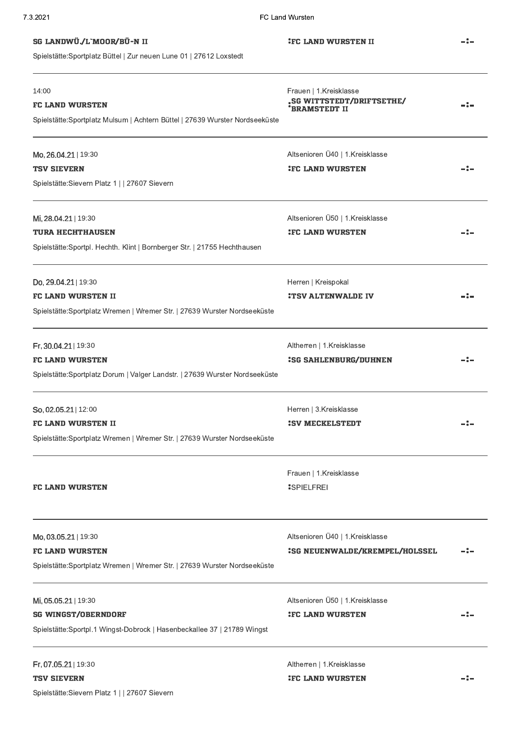**SG LANDWÜ./L`MOOR/BÜ-N II** — **:FC LAND WURSTEN II** — -:-

Spielstätte:Sportplatz Büttel | Zur neuen Lune 01 | 27612 Loxstedt

---

14:00 — Frauen | 1.Kreisklasse

**FC LAND WURSTEN** — **:SG WITTSTEDT/DRIFTSETHE/ BRAMSTEDT II** — -:-

Spielstätte:Sportplatz Mulsum | Achtern Büttel | 27639 Wurster Nordseeküste

---

Mo, 26.04.21 | 19:30 — Altsenioren Ü40 | 1.Kreisklasse

**TSV SIEVERN** — **:FC LAND WURSTEN** — -:-

Spielstätte:Sievern Platz 1 | | 27607 Sievern

---

Mi, 28.04.21 | 19:30 — Altsenioren Ü50 | 1.Kreisklasse

**TURA HECHTHAUSEN** — **:FC LAND WURSTEN** — -:-

Spielstätte:Sportpl. Hechth. Klint | Bornberger Str. | 21755 Hechthausen

---

Do, 29.04.21 | 19:30 — Herren | Kreispokal

**FC LAND WURSTEN II** — **:TSV ALTENWALDE IV** — -:-

Spielstätte:Sportplatz Wremen | Wremer Str. | 27639 Wurster Nordseeküste

---

Fr, 30.04.21 | 19:30 — Altherren | 1.Kreisklasse

**FC LAND WURSTEN** — **:SG SAHLENBURG/DUHNEN** — -:-

Spielstätte:Sportplatz Dorum | Valger Landstr. | 27639 Wurster Nordseeküste

---

So, 02.05.21 | 12:00 — Herren | 3.Kreisklasse

**FC LAND WURSTEN II** — **:SV MECKELSTEDT** — -:-

Spielstätte:Sportplatz Wremen | Wremer Str. | 27639 Wurster Nordseeküste

---

Frauen | 1.Kreisklasse

**FC LAND WURSTEN** — :SPIELFREI

---

Mo, 03.05.21 | 19:30 — Altsenioren Ü40 | 1.Kreisklasse

**FC LAND WURSTEN** — **:SG NEUENWALDE/KREMPEL/HOLSSEL** — -:-

Spielstätte:Sportplatz Wremen | Wremer Str. | 27639 Wurster Nordseeküste

---

Mi, 05.05.21 | 19:30 — Altsenioren Ü50 | 1.Kreisklasse

**SG WINGST/OBERNDORF** — **:FC LAND WURSTEN** — -:-

Spielstätte:Sportpl.1 Wingst-Dobrock | Hasenbeckallee 37 | 21789 Wingst

---

Fr, 07.05.21 | 19:30 — Altherren | 1.Kreisklasse

**TSV SIEVERN** — **:FC LAND WURSTEN** — -:-

Spielstätte:Sievern Platz 1 | | 27607 Sievern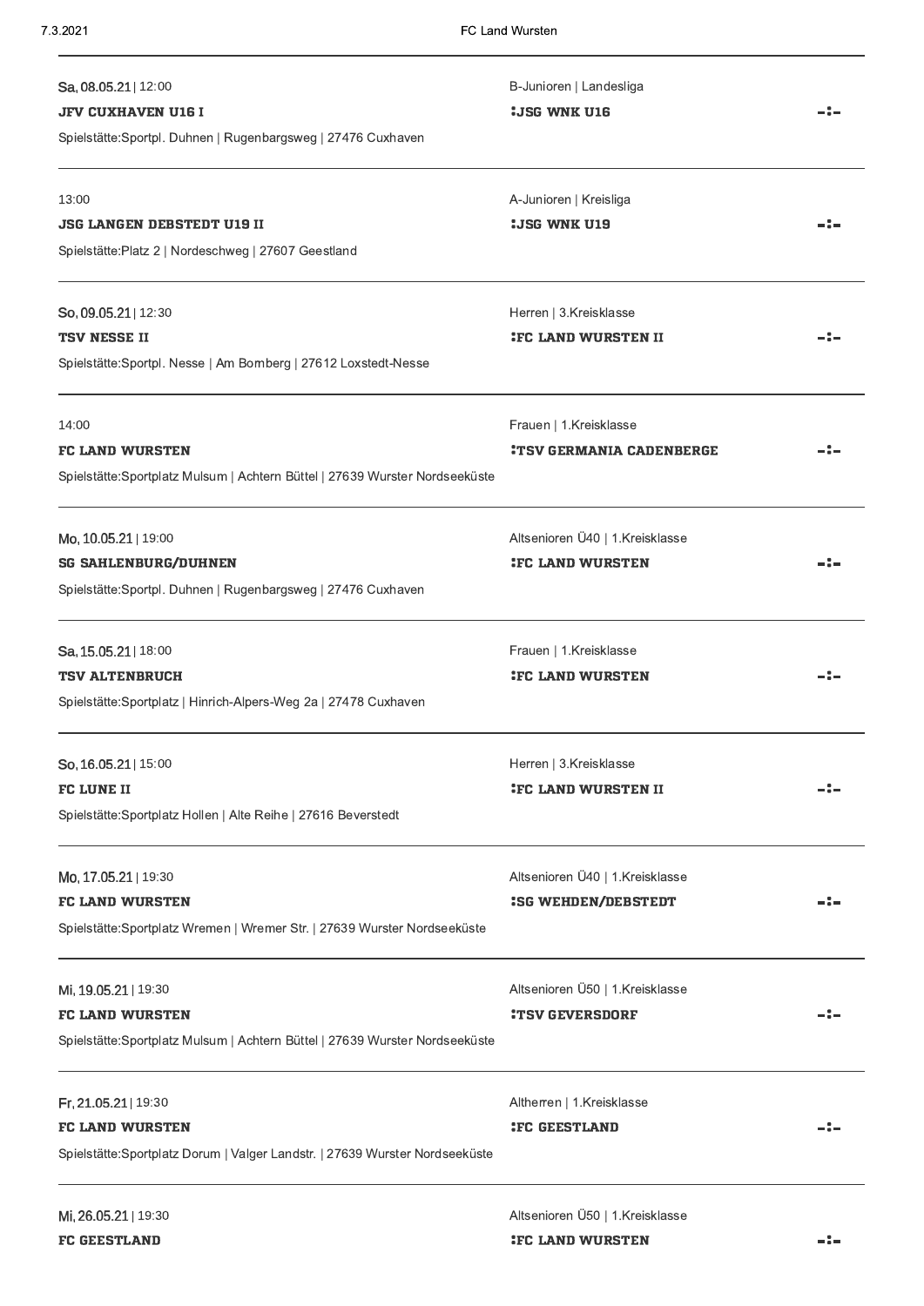**Sa, 08.05.21** | 12:00

B-Junioren | Landesliga

**JFV CUXHAVEN U16 I** **:JSG WNK U16** -:-

Spielstätte:Sportpl. Duhnen | Rugenbargsweg | 27476 Cuxhaven

---

13:00

A-Junioren | Kreisliga

**JSG LANGEN DEBSTEDT U19 II** **:JSG WNK U19** -:-

Spielstätte:Platz 2 | Nordeschweg | 27607 Geestland

---

**So, 09.05.21** | 12:30

Herren | 3.Kreisklasse

**TSV NESSE II** **:FC LAND WURSTEN II** -:-

Spielstätte:Sportpl. Nesse | Am Bornberg | 27612 Loxstedt-Nesse

---

14:00

Frauen | 1.Kreisklasse

**FC LAND WURSTEN** **:TSV GERMANIA CADENBERGE** -:-

Spielstätte:Sportplatz Mulsum | Achtern Büttel | 27639 Wurster Nordseeküste

---

**Mo, 10.05.21** | 19:00

Altsenioren Ü40 | 1.Kreisklasse

**SG SAHLENBURG/DUHNEN** **:FC LAND WURSTEN** -:-

Spielstätte:Sportpl. Duhnen | Rugenbargsweg | 27476 Cuxhaven

---

**Sa, 15.05.21** | 18:00

Frauen | 1.Kreisklasse

**TSV ALTENBRUCH** **:FC LAND WURSTEN** -:-

Spielstätte:Sportplatz | Hinrich-Alpers-Weg 2a | 27478 Cuxhaven

---

**So, 16.05.21** | 15:00

Herren | 3.Kreisklasse

**FC LUNE II** **:FC LAND WURSTEN II** -:-

Spielstätte:Sportplatz Hollen | Alte Reihe | 27616 Beverstedt

---

**Mo, 17.05.21** | 19:30

Altsenioren Ü40 | 1.Kreisklasse

**FC LAND WURSTEN** **:SG WEHDEN/DEBSTEDT** -:-

Spielstätte:Sportplatz Wremen | Wremer Str. | 27639 Wurster Nordseeküste

---

**Mi, 19.05.21** | 19:30

Altsenioren Ü50 | 1.Kreisklasse

**FC LAND WURSTEN** **:TSV GEVERSDORF** -:-

Spielstätte:Sportplatz Mulsum | Achtern Büttel | 27639 Wurster Nordseeküste

---

**Fr, 21.05.21** | 19:30

Altherren | 1.Kreisklasse

**FC LAND WURSTEN** **:FC GEESTLAND** -:-

Spielstätte:Sportplatz Dorum | Valger Landstr. | 27639 Wurster Nordseeküste

---

**Mi, 26.05.21** | 19:30

Altsenioren Ü50 | 1.Kreisklasse

**FC GEESTLAND** **:FC LAND WURSTEN** -:-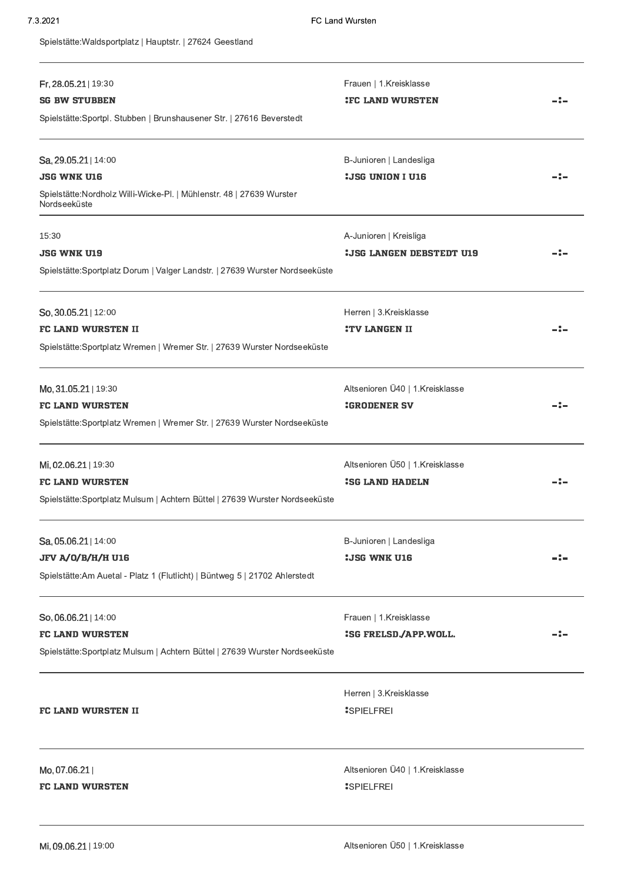Spielstätte:Waldsportplatz | Hauptstr. | 27624 Geestland

---

Fr, 28.05.21 | 19:30

**SG BW STUBBEN**

Spielstätte:Sportpl. Stubben | Brunshausener Str. | 27616 Beverstedt

Frauen | 1.Kreisklasse

**:FC LAND WURSTEN**

-:-

---

Sa, 29.05.21 | 14:00

**JSG WNK U16**

Spielstätte:Nordholz Willi-Wicke-Pl. | Mühlenstr. 48 | 27639 Wurster Nordseeküste

B-Junioren | Landesliga

**:JSG UNION I U16**

-:-

---

15:30

**JSG WNK U19**

Spielstätte:Sportplatz Dorum | Valger Landstr. | 27639 Wurster Nordseeküste

A-Junioren | Kreisliga

**:JSG LANGEN DEBSTEDT U19**

-:-

---

So, 30.05.21 | 12:00

**FC LAND WURSTEN II**

Spielstätte:Sportplatz Wremen | Wremer Str. | 27639 Wurster Nordseeküste

Herren | 3.Kreisklasse

**:TV LANGEN II**

-:-

---

Mo, 31.05.21 | 19:30

**FC LAND WURSTEN**

Spielstätte:Sportplatz Wremen | Wremer Str. | 27639 Wurster Nordseeküste

Altsenioren Ü40 | 1.Kreisklasse

**:GRODENER SV**

-:-

---

Mi, 02.06.21 | 19:30

**FC LAND WURSTEN**

Spielstätte:Sportplatz Mulsum | Achtern Büttel | 27639 Wurster Nordseeküste

Altsenioren Ü50 | 1.Kreisklasse

**:SG LAND HADELN**

-:-

---

Sa, 05.06.21 | 14:00

**JFV A/O/B/H/H U16**

Spielstätte:Am Auetal - Platz 1 (Flutlicht) | Büntweg 5 | 21702 Ahlerstedt

B-Junioren | Landesliga

**:JSG WNK U16**

-:-

---

So, 06.06.21 | 14:00

**FC LAND WURSTEN**

Spielstätte:Sportplatz Mulsum | Achtern Büttel | 27639 Wurster Nordseeküste

Frauen | 1.Kreisklasse

**:SG FRELSD./APP.WOLL.**

-:-

---

**FC LAND WURSTEN II**

Herren | 3.Kreisklasse

:SPIELFREI

---

Mo, 07.06.21 |

**FC LAND WURSTEN**

Altsenioren Ü40 | 1.Kreisklasse

:SPIELFREI

---

Mi, 09.06.21 | 19:00

Altsenioren Ü50 | 1.Kreisklasse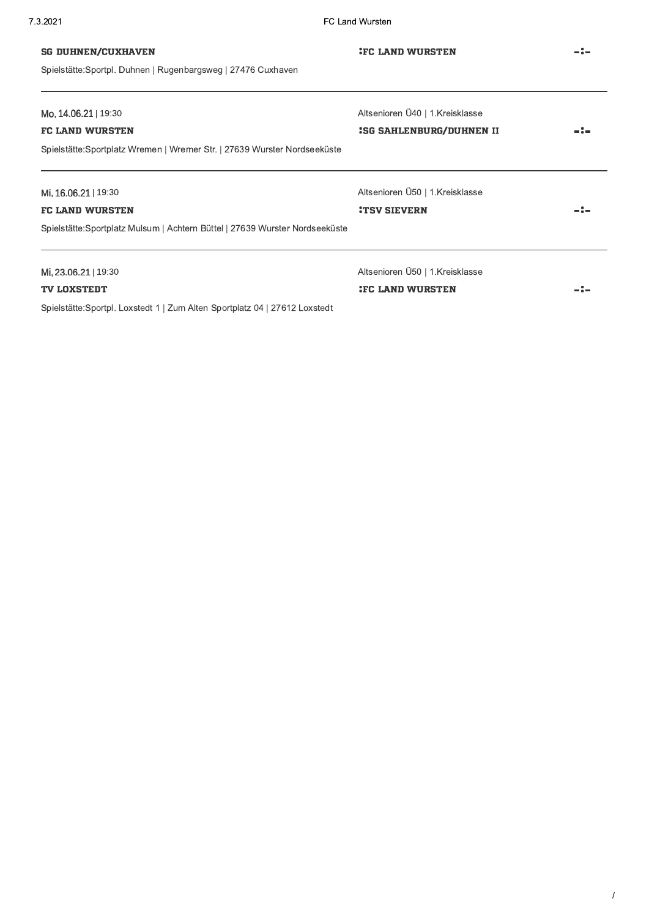**SG DUHNEN/CUXHAVEN** | **:FC LAND WURSTEN** | -:-

Spielstätte:Sportpl. Duhnen | Rugenbargsweg | 27476 Cuxhaven

---

Mo, 14.06.21 | 19:30 — Altsenioren Ü40 | 1.Kreisklasse

**FC LAND WURSTEN** | **:SG SAHLENBURG/DUHNEN II** | -:-

Spielstätte:Sportplatz Wremen | Wremer Str. | 27639 Wurster Nordseeküste

---

Mi, 16.06.21 | 19:30 — Altsenioren Ü50 | 1.Kreisklasse

**FC LAND WURSTEN** | **:TSV SIEVERN** | -:-

Spielstätte:Sportplatz Mulsum | Achtern Büttel | 27639 Wurster Nordseeküste

---

Mi, 23.06.21 | 19:30 — Altsenioren Ü50 | 1.Kreisklasse

**TV LOXSTEDT** | **:FC LAND WURSTEN** | -:-

Spielstätte:Sportpl. Loxstedt 1 | Zum Alten Sportplatz 04 | 27612 Loxstedt